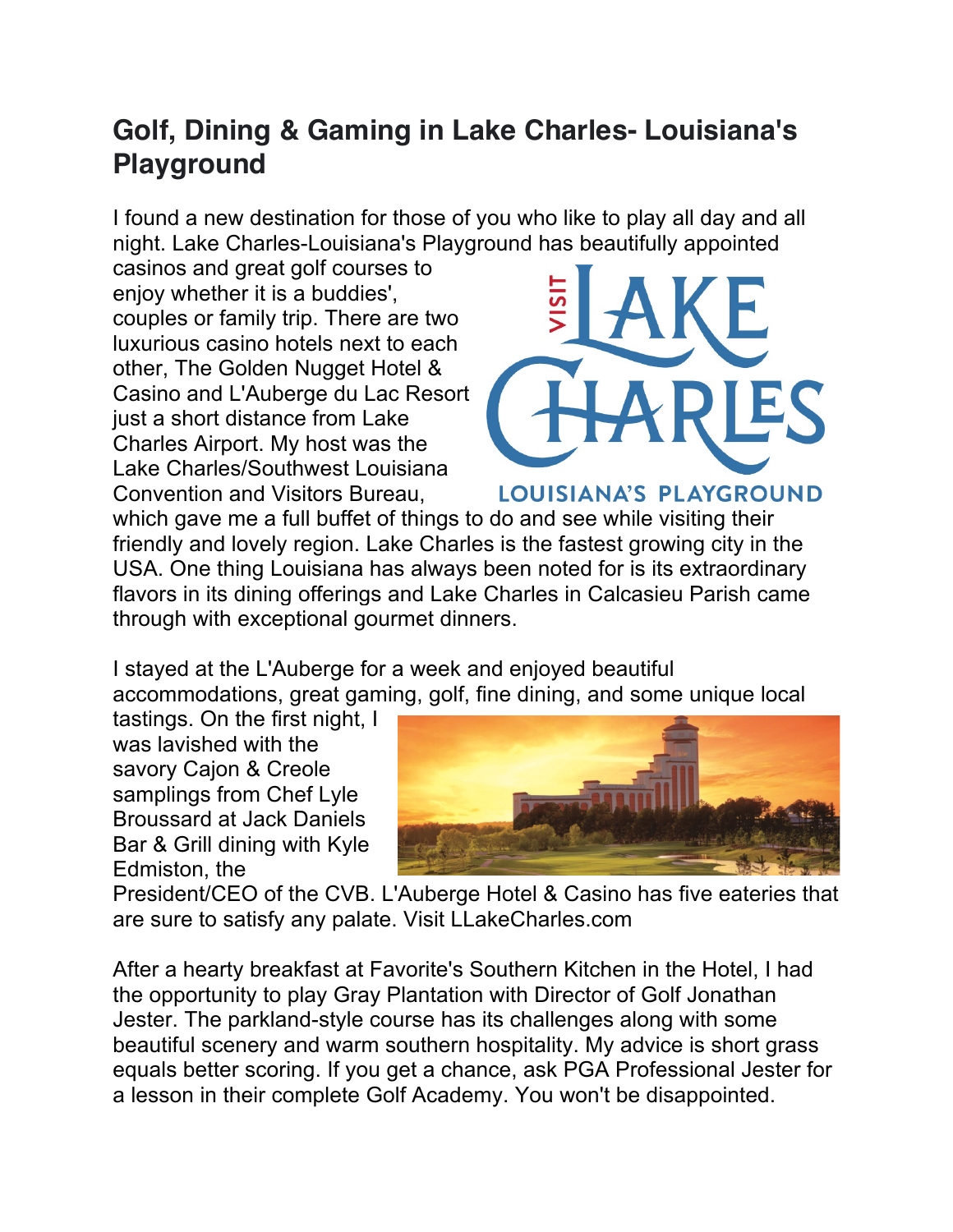## Golf, Dining & Gaming in Lake Charles- Louisiana's Playground

I found a new destination for those of you who like to play all day and all night. Lake Charles-Louisiana's Playground has beautifully appointed casinos and great golf courses to enjoy whether it is a buddies', couples or family trip. There are two luxurious casino hotels next to each other, The Golden Nugget Hotel & Casino and L'Auberge du Lac Resort just a short distance from Lake Charles Airport. My host was the Lake Charles/Southwest Louisiana Convention and Visitors Bureau, which gave me a full buffet of things to do and see while visiting their friendly and lovely region. Lake Charles is the fastest growing city in the USA. One thing Louisiana has always been noted for is its extraordinary flavors in its dining offerings and Lake Charles in Calcasieu Parish came through with exceptional gourmet dinners.

I stayed at the L'Auberge for a week and enjoyed beautiful accommodations, great gaming, golf, fine dining, and some unique local tastings. On the first night, I was lavished with the savory Cajon & Creole samplings from Chef Lyle Broussard at Jack Daniels Bar & Grill dining with Kyle Edmiston, the President/CEO of the CVB. L'Auberge Hotel & Casino has five eateries that are sure to satisfy any palate. Visit LLakeCharles.com

After a hearty breakfast at Favorite's Southern Kitchen in the Hotel, I had the opportunity to play Gray Plantation with Director of Golf Jonathan Jester. The parkland-style course has its challenges along with some beautiful scenery and warm southern hospitality. My advice is short grass equals better scoring. If you get a chance, ask PGA Professional Jester for a lesson in their complete Golf Academy. You won't be disappointed.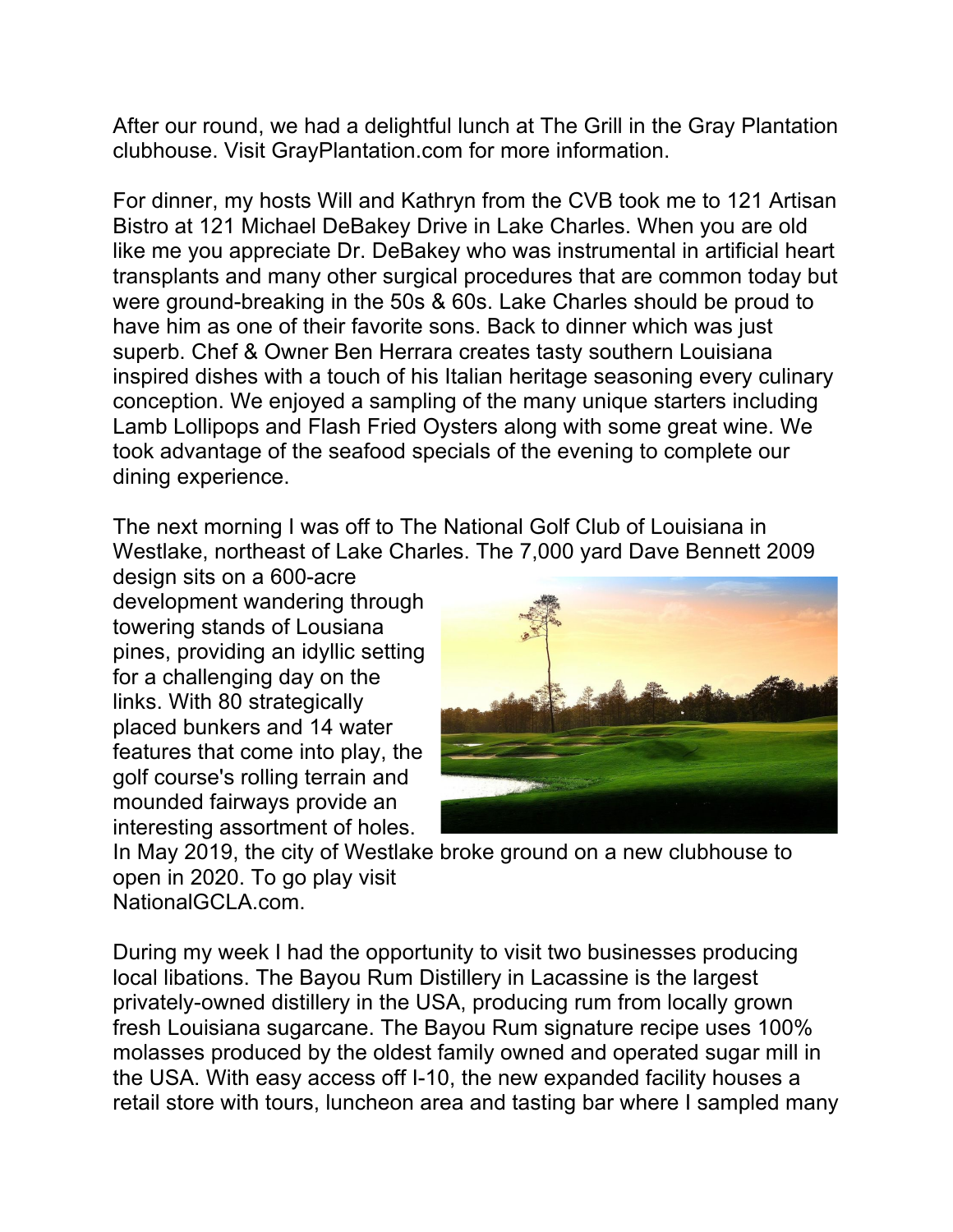After our round, we had a delightful lunch at The Grill in the Gray Plantation clubhouse. Visit GrayPlantation.com for more information.

For dinner, my hosts Will and Kathryn from the CVB took me to 121 Artisan Bistro at 121 Michael DeBakey Drive in Lake Charles. When you are old like me you appreciate Dr. DeBakey who was instrumental in artificial heart transplants and many other surgical procedures that are common today but were ground-breaking in the 50s & 60s. Lake Charles should be proud to have him as one of their favorite sons. Back to dinner which was just superb. Chef & Owner Ben Herrara creates tasty southern Louisiana inspired dishes with a touch of his Italian heritage seasoning every culinary conception. We enjoyed a sampling of the many unique starters including Lamb Lollipops and Flash Fried Oysters along with some great wine. We took advantage of the seafood specials of the evening to complete our dining experience.

The next morning I was off to The National Golf Club of Louisiana in Westlake, northeast of Lake Charles. The 7,000 yard Dave Bennett 2009 design sits on a 600-acre development wandering through towering stands of Lousiana pines, providing an idyllic setting for a challenging day on the links. With 80 strategically placed bunkers and 14 water features that come into play, the golf course's rolling terrain and mounded fairways provide an interesting assortment of holes. In May 2019, the city of Westlake broke ground on a new clubhouse to open in 2020. To go play visit NationalGCLA.com.

During my week I had the opportunity to visit two businesses producing local libations. The Bayou Rum Distillery in Lacassine is the largest privately-owned distillery in the USA, producing rum from locally grown fresh Louisiana sugarcane. The Bayou Rum signature recipe uses 100% molasses produced by the oldest family owned and operated sugar mill in the USA. With easy access off I-10, the new expanded facility houses a retail store with tours, luncheon area and tasting bar where I sampled many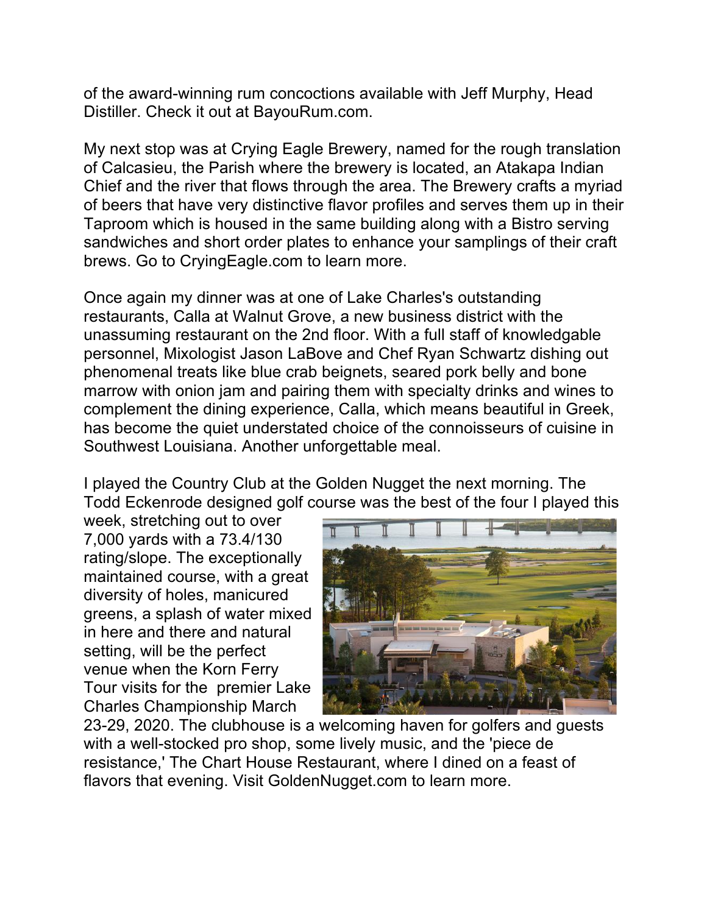of the award-winning rum concoctions available with Jeff Murphy, Head Distiller. Check it out at BayouRum.com.

My next stop was at Crying Eagle Brewery, named for the rough translation of Calcasieu, the Parish where the brewery is located, an Atakapa Indian Chief and the river that flows through the area. The Brewery crafts a myriad of beers that have very distinctive flavor profiles and serves them up in their Taproom which is housed in the same building along with a Bistro serving sandwiches and short order plates to enhance your samplings of their craft brews. Go to CryingEagle.com to learn more.

Once again my dinner was at one of Lake Charles's outstanding restaurants, Calla at Walnut Grove, a new business district with the unassuming restaurant on the 2nd floor. With a full staff of knowledgable personnel, Mixologist Jason LaBove and Chef Ryan Schwartz dishing out phenomenal treats like blue crab beignets, seared pork belly and bone marrow with onion jam and pairing them with specialty drinks and wines to complement the dining experience, Calla, which means beautiful in Greek, has become the quiet understated choice of the connoisseurs of cuisine in Southwest Louisiana. Another unforgettable meal.

I played the Country Club at the Golden Nugget the next morning. The Todd Eckenrode designed golf course was the best of the four I played this week, stretching out to over 7,000 yards with a 73.4/130 rating/slope. The exceptionally maintained course, with a great diversity of holes, manicured greens, a splash of water mixed in here and there and natural setting, will be the perfect venue when the Korn Ferry Tour visits for the premier Lake Charles Championship March 23-29, 2020. The clubhouse is a welcoming haven for golfers and guests with a well-stocked pro shop, some lively music, and the 'piece de resistance,' The Chart House Restaurant, where I dined on a feast of flavors that evening. Visit GoldenNugget.com to learn more.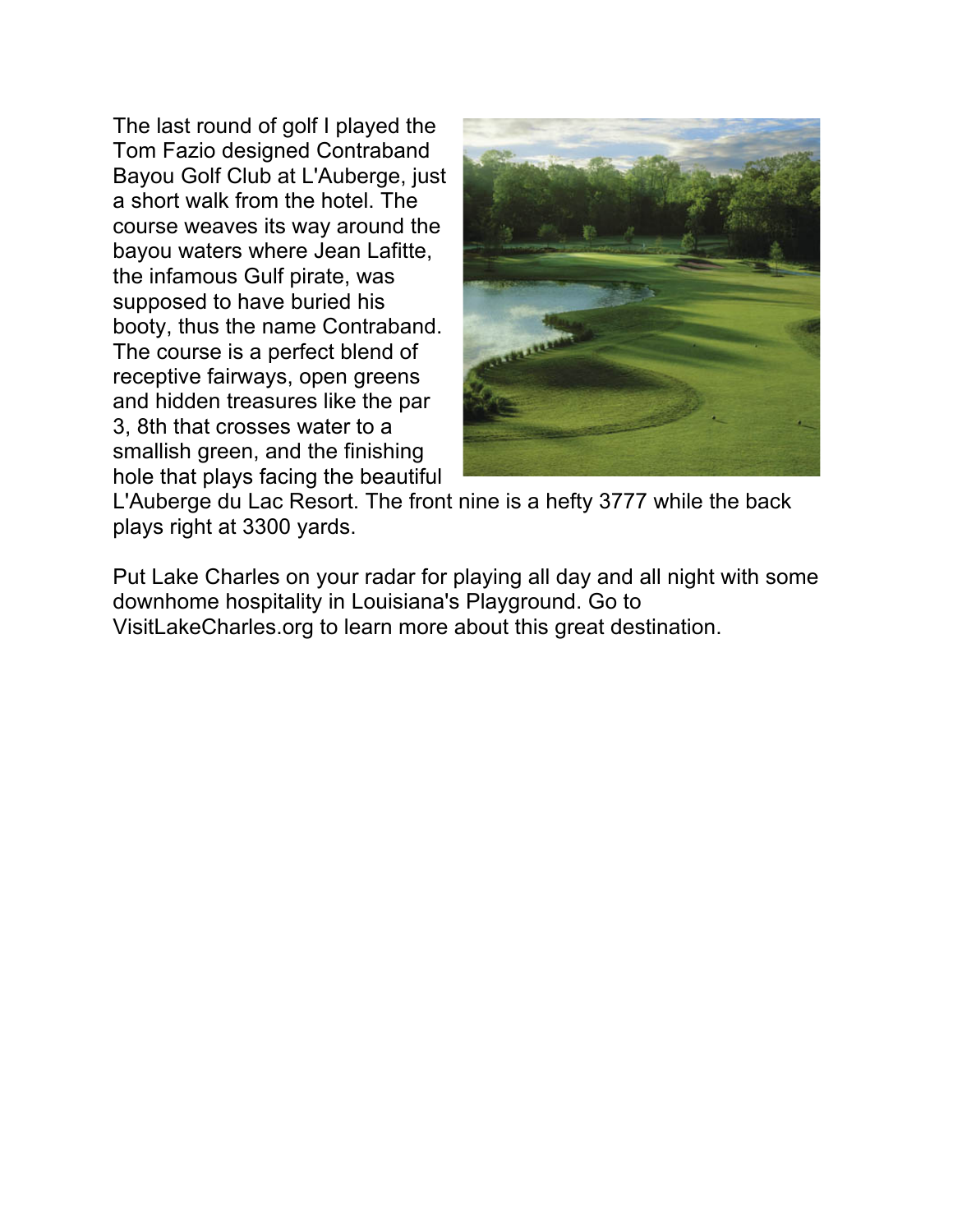The last round of golf I played the Tom Fazio designed Contraband Bayou Golf Club at L'Auberge, just a short walk from the hotel. The course weaves its way around the bayou waters where Jean Lafitte, the infamous Gulf pirate, was supposed to have buried his booty, thus the name Contraband. The course is a perfect blend of receptive fairways, open greens and hidden treasures like the par 3, 8th that crosses water to a smallish green, and the finishing hole that plays facing the beautiful L'Auberge du Lac Resort. The front nine is a hefty 3777 while the back plays right at 3300 yards.

Put Lake Charles on your radar for playing all day and all night with some downhome hospitality in Louisiana's Playground. Go to VisitLakeCharles.org to learn more about this great destination.